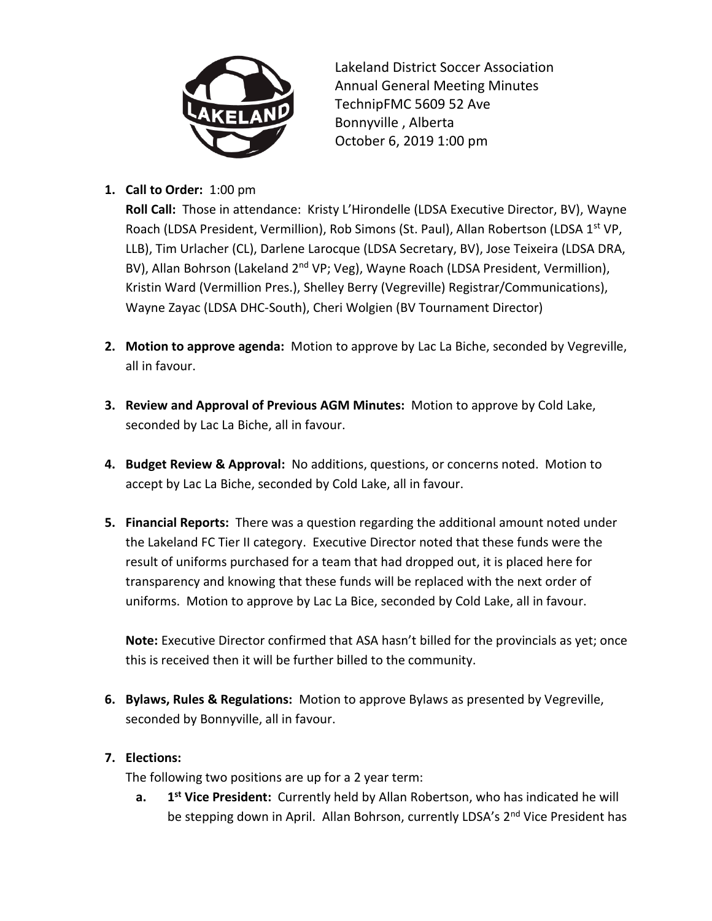Lakeland District Soccer Association
Annual General Meeting Minutes
TechnipFMC 5609 52 Ave
Bonnyville , Alberta
October 6, 2019 1:00 pm

1. **Call to Order:** 1:00 pm
   **Roll Call:** Those in attendance: Kristy L'Hirondelle (LDSA Executive Director, BV), Wayne Roach (LDSA President, Vermillion), Rob Simons (St. Paul), Allan Robertson (LDSA 1st VP, LLB), Tim Urlacher (CL), Darlene Larocque (LDSA Secretary, BV), Jose Teixeira (LDSA DRA, BV), Allan Bohrson (Lakeland 2nd VP; Veg), Wayne Roach (LDSA President, Vermillion), Kristin Ward (Vermillion Pres.), Shelley Berry (Vegreville) Registrar/Communications), Wayne Zayac (LDSA DHC-South), Cheri Wolgien (BV Tournament Director)

2. **Motion to approve agenda:** Motion to approve by Lac La Biche, seconded by Vegreville, all in favour.

3. **Review and Approval of Previous AGM Minutes:** Motion to approve by Cold Lake, seconded by Lac La Biche, all in favour.

4. **Budget Review & Approval:** No additions, questions, or concerns noted. Motion to accept by Lac La Biche, seconded by Cold Lake, all in favour.

5. **Financial Reports:** There was a question regarding the additional amount noted under the Lakeland FC Tier II category. Executive Director noted that these funds were the result of uniforms purchased for a team that had dropped out, it is placed here for transparency and knowing that these funds will be replaced with the next order of uniforms. Motion to approve by Lac La Bice, seconded by Cold Lake, all in favour.

   **Note:** Executive Director confirmed that ASA hasn't billed for the provincials as yet; once this is received then it will be further billed to the community.

6. **Bylaws, Rules & Regulations:** Motion to approve Bylaws as presented by Vegreville, seconded by Bonnyville, all in favour.

7. **Elections:**
   The following two positions are up for a 2 year term:
   a. **1st Vice President:** Currently held by Allan Robertson, who has indicated he will be stepping down in April. Allan Bohrson, currently LDSA's 2nd Vice President has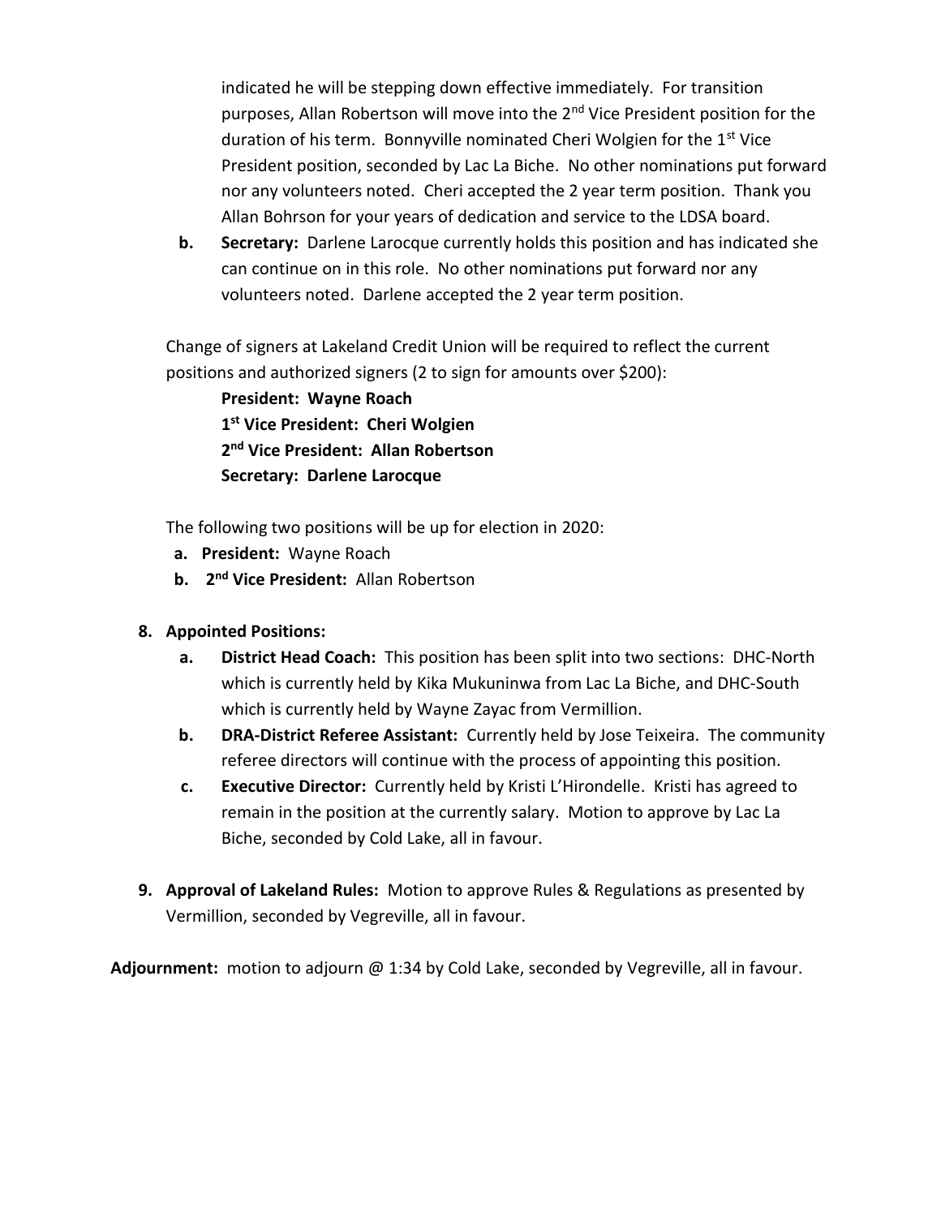indicated he will be stepping down effective immediately. For transition purposes, Allan Robertson will move into the 2nd Vice President position for the duration of his term. Bonnyville nominated Cheri Wolgien for the 1st Vice President position, seconded by Lac La Biche. No other nominations put forward nor any volunteers noted. Cheri accepted the 2 year term position. Thank you Allan Bohrson for your years of dedication and service to the LDSA board.

**b. Secretary:** Darlene Larocque currently holds this position and has indicated she can continue on in this role. No other nominations put forward nor any volunteers noted. Darlene accepted the 2 year term position.

Change of signers at Lakeland Credit Union will be required to reflect the current positions and authorized signers (2 to sign for amounts over $200):

**President: Wayne Roach**
**1st Vice President: Cheri Wolgien**
**2nd Vice President: Allan Robertson**
**Secretary: Darlene Larocque**

The following two positions will be up for election in 2020:

**a. President:** Wayne Roach
**b. 2nd Vice President:** Allan Robertson

**8. Appointed Positions:**

**a. District Head Coach:** This position has been split into two sections: DHC-North which is currently held by Kika Mukuninwa from Lac La Biche, and DHC-South which is currently held by Wayne Zayac from Vermillion.

**b. DRA-District Referee Assistant:** Currently held by Jose Teixeira. The community referee directors will continue with the process of appointing this position.

**c. Executive Director:** Currently held by Kristi L'Hirondelle. Kristi has agreed to remain in the position at the currently salary. Motion to approve by Lac La Biche, seconded by Cold Lake, all in favour.

**9. Approval of Lakeland Rules:** Motion to approve Rules & Regulations as presented by Vermillion, seconded by Vegreville, all in favour.

**Adjournment:** motion to adjourn @ 1:34 by Cold Lake, seconded by Vegreville, all in favour.